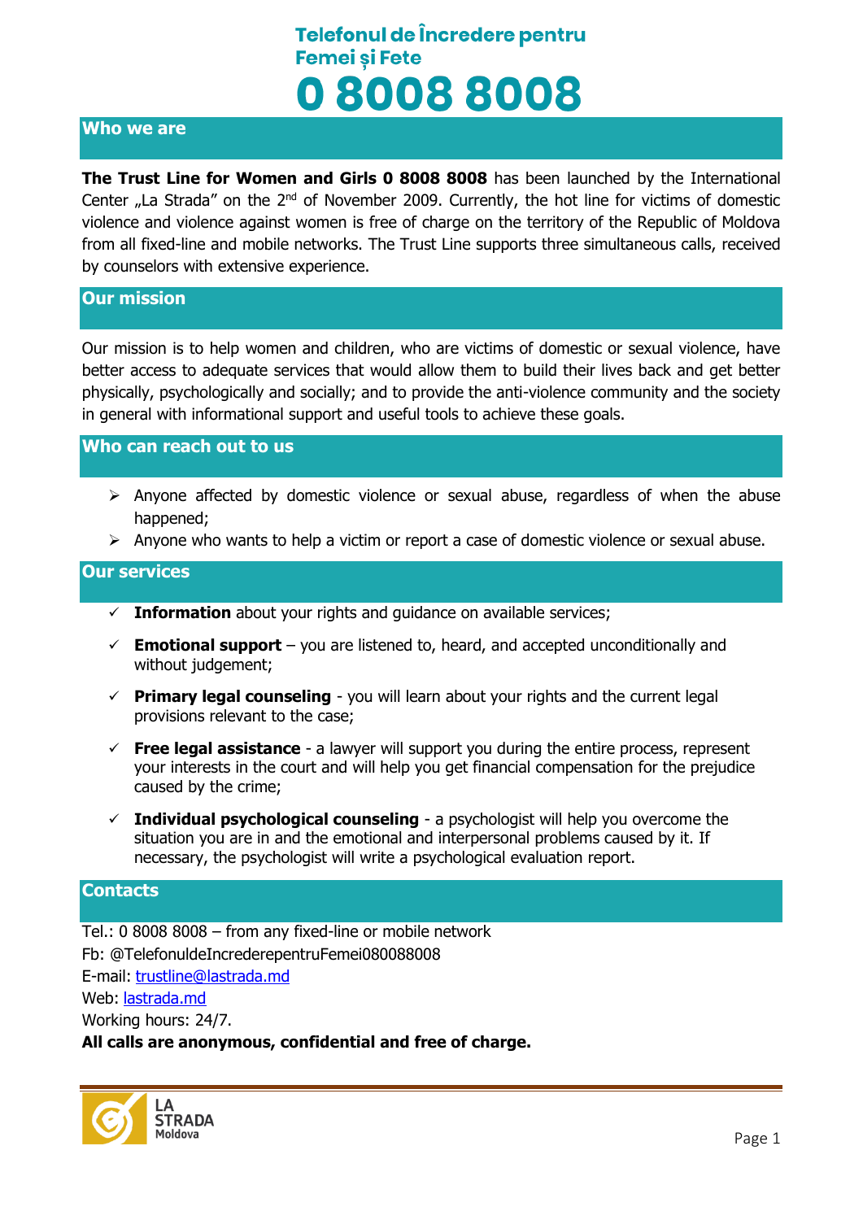# Telefonul de Încredere pentru Femei și Fete

# 0 8008 8008

## Who we are

**The Trust Line for Women and Girls 0 8008 8008** has been launched by the International Center „La Strada" on the 2nd of November 2009. Currently, the hot line for victims of domestic violence and violence against women is free of charge on the territory of the Republic of Moldova from all fixed-line and mobile networks. The Trust Line supports three simultaneous calls, received by counselors with extensive experience.

## Our mission

Our mission is to help women and children, who are victims of domestic or sexual violence, have better access to adequate services that would allow them to build their lives back and get better physically, psychologically and socially; and to provide the anti-violence community and the society in general with informational support and useful tools to achieve these goals.

## Who can reach out to us

- Anyone affected by domestic violence or sexual abuse, regardless of when the abuse happened;
- Anyone who wants to help a victim or report a case of domestic violence or sexual abuse.

## Our services

- ✓ **Information** about your rights and guidance on available services;
- ✓ **Emotional support** – you are listened to, heard, and accepted unconditionally and without judgement;
- ✓ **Primary legal counseling** - you will learn about your rights and the current legal provisions relevant to the case;
- ✓ **Free legal assistance** - a lawyer will support you during the entire process, represent your interests in the court and will help you get financial compensation for the prejudice caused by the crime;
- ✓ **Individual psychological counseling** - a psychologist will help you overcome the situation you are in and the emotional and interpersonal problems caused by it. If necessary, the psychologist will write a psychological evaluation report.

## Contacts

Tel.: 0 8008 8008 – from any fixed-line or mobile network
Fb: @TelefonuldeIncrederepentruFemei080088008
E-mail: trustline@lastrada.md
Web: lastrada.md
Working hours: 24/7.
**All calls are anonymous, confidential and free of charge.**

LA STRADA Moldova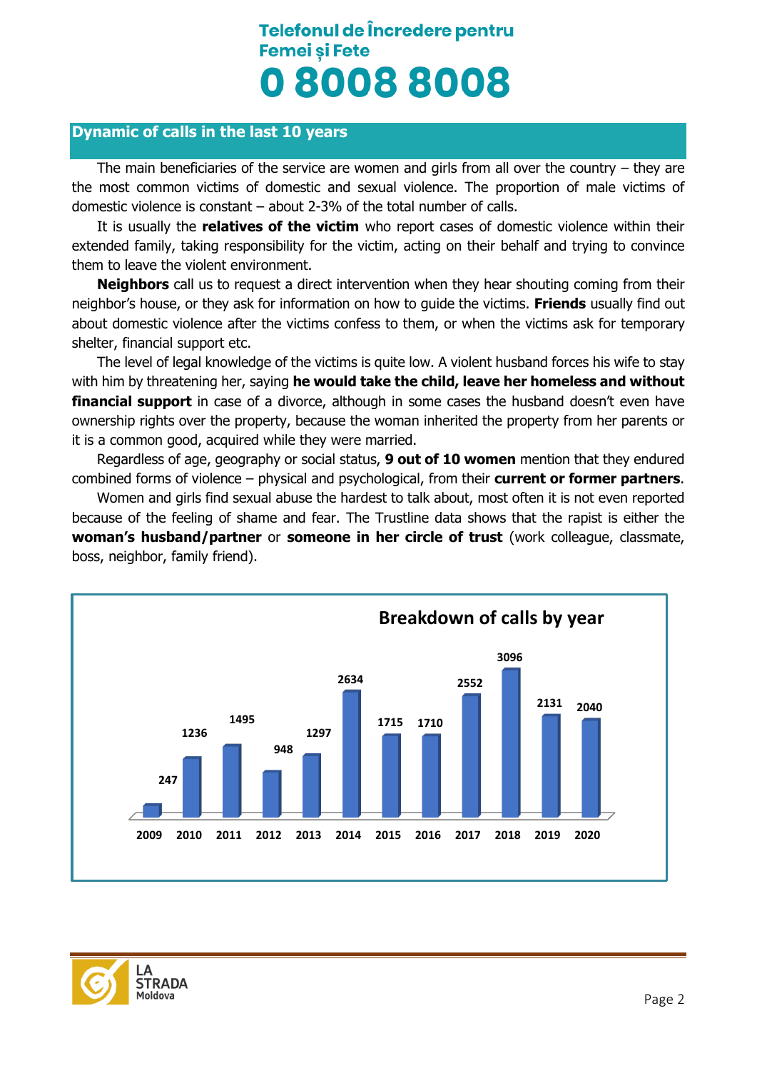**Telefonul de Încredere pentru Femei și Fete**

# 0 8008 8008

## Dynamic of calls in the last 10 years

The main beneficiaries of the service are women and girls from all over the country – they are the most common victims of domestic and sexual violence. The proportion of male victims of domestic violence is constant – about 2-3% of the total number of calls.

It is usually the **relatives of the victim** who report cases of domestic violence within their extended family, taking responsibility for the victim, acting on their behalf and trying to convince them to leave the violent environment.

**Neighbors** call us to request a direct intervention when they hear shouting coming from their neighbor's house, or they ask for information on how to guide the victims. **Friends** usually find out about domestic violence after the victims confess to them, or when the victims ask for temporary shelter, financial support etc.

The level of legal knowledge of the victims is quite low. A violent husband forces his wife to stay with him by threatening her, saying **he would take the child, leave her homeless and without financial support** in case of a divorce, although in some cases the husband doesn't even have ownership rights over the property, because the woman inherited the property from her parents or it is a common good, acquired while they were married.

Regardless of age, geography or social status, **9 out of 10 women** mention that they endured combined forms of violence – physical and psychological, from their **current or former partners**.

Women and girls find sexual abuse the hardest to talk about, most often it is not even reported because of the feeling of shame and fear. The Trustline data shows that the rapist is either the **woman's husband/partner** or **someone in her circle of trust** (work colleague, classmate, boss, neighbor, family friend).

**Breakdown of calls by year**

| Year | Calls |
|---|---|
| 2009 | 247 |
| 2010 | 1236 |
| 2011 | 1495 |
| 2012 | 948 |
| 2013 | 1297 |
| 2014 | 2634 |
| 2015 | 1715 |
| 2016 | 1710 |
| 2017 | 2552 |
| 2018 | 3096 |
| 2019 | 2131 |
| 2020 | 2040 |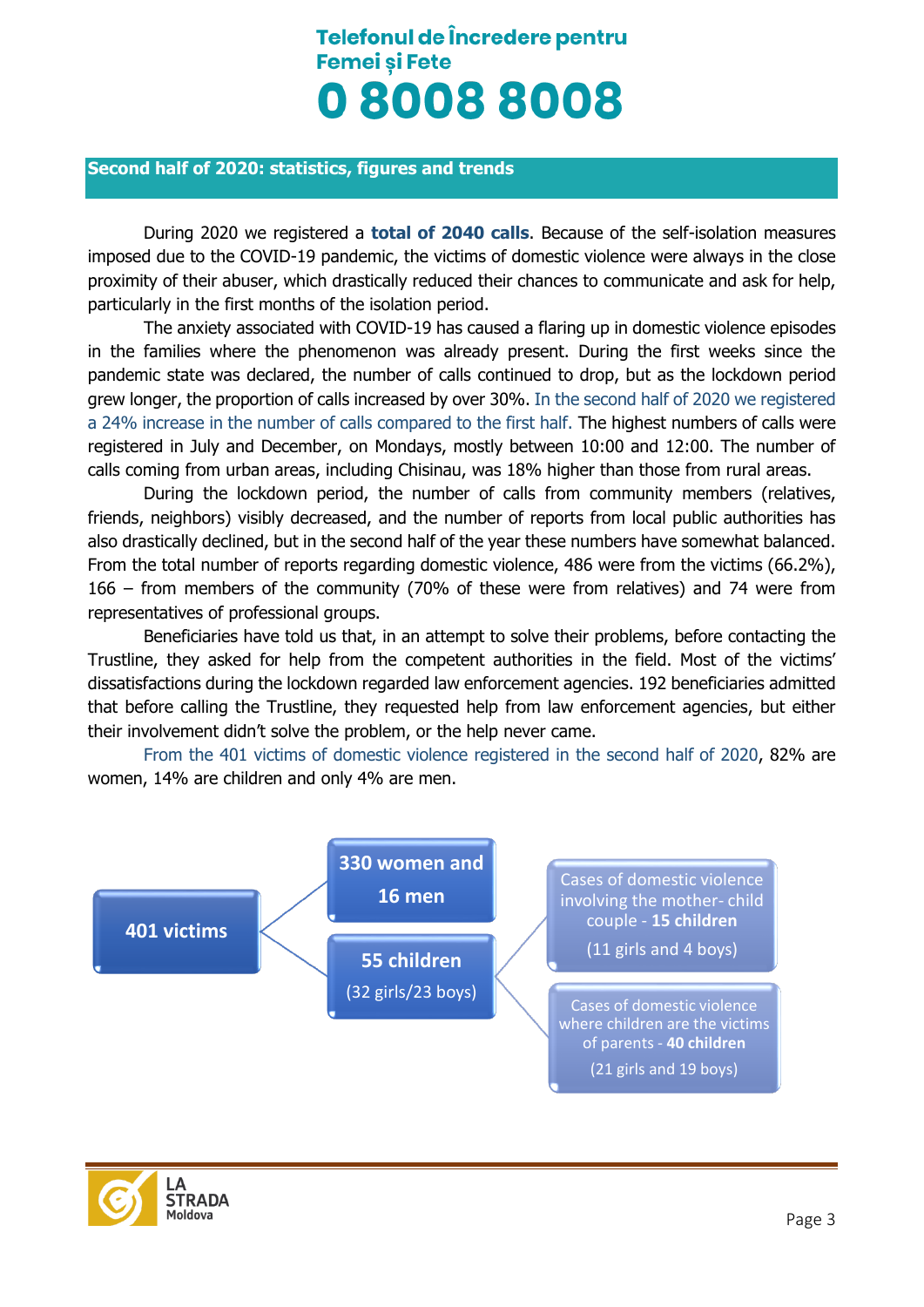# Telefonul de Încredere pentru Femei și Fete

# 0 8008 8008

## Second half of 2020: statistics, figures and trends

During 2020 we registered a **total of 2040 calls**. Because of the self-isolation measures imposed due to the COVID-19 pandemic, the victims of domestic violence were always in the close proximity of their abuser, which drastically reduced their chances to communicate and ask for help, particularly in the first months of the isolation period.

The anxiety associated with COVID-19 has caused a flaring up in domestic violence episodes in the families where the phenomenon was already present. During the first weeks since the pandemic state was declared, the number of calls continued to drop, but as the lockdown period grew longer, the proportion of calls increased by over 30%. In the second half of 2020 we registered a 24% increase in the number of calls compared to the first half. The highest numbers of calls were registered in July and December, on Mondays, mostly between 10:00 and 12:00. The number of calls coming from urban areas, including Chisinau, was 18% higher than those from rural areas.

During the lockdown period, the number of calls from community members (relatives, friends, neighbors) visibly decreased, and the number of reports from local public authorities has also drastically declined, but in the second half of the year these numbers have somewhat balanced. From the total number of reports regarding domestic violence, 486 were from the victims (66.2%), 166 – from members of the community (70% of these were from relatives) and 74 were from representatives of professional groups.

Beneficiaries have told us that, in an attempt to solve their problems, before contacting the Trustline, they asked for help from the competent authorities in the field. Most of the victims' dissatisfactions during the lockdown regarded law enforcement agencies. 192 beneficiaries admitted that before calling the Trustline, they requested help from law enforcement agencies, but either their involvement didn't solve the problem, or the help never came.

From the 401 victims of domestic violence registered in the second half of 2020, 82% are women, 14% are children and only 4% are men.

- **401 victims**
  - **330 women and 16 men**
  - **55 children** (32 girls/23 boys)
    - Cases of domestic violence involving the mother- child couple - **15 children** (11 girls and 4 boys)
    - Cases of domestic violence where children are the victims of parents - **40 children** (21 girls and 19 boys)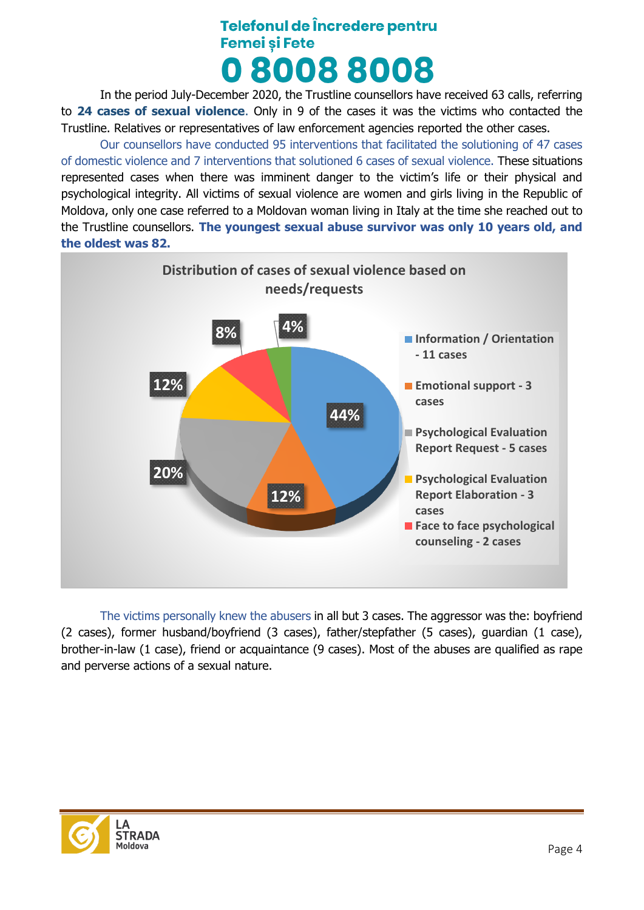**Telefonul de Încredere pentru Femei și Fete**

# 0 8008 8008

In the period July-December 2020, the Trustline counsellors have received 63 calls, referring to **24 cases of sexual violence**. Only in 9 of the cases it was the victims who contacted the Trustline. Relatives or representatives of law enforcement agencies reported the other cases.

Our counsellors have conducted 95 interventions that facilitated the solutioning of 47 cases of domestic violence and 7 interventions that solutioned 6 cases of sexual violence. These situations represented cases when there was imminent danger to the victim's life or their physical and psychological integrity. All victims of sexual violence are women and girls living in the Republic of Moldova, only one case referred to a Moldovan woman living in Italy at the time she reached out to the Trustline counsellors. **The youngest sexual abuse survivor was only 10 years old, and the oldest was 82.**

Distribution of cases of sexual violence based on needs/requests

44%
12%
20%
12%
8%
4%

Information / Orientation - 11 cases
Emotional support - 3 cases
Psychological Evaluation Report Request - 5 cases
Psychological Evaluation Report Elaboration - 3 cases
Face to face psychological counseling - 2 cases

The victims personally knew the abusers in all but 3 cases. The aggressor was the: boyfriend (2 cases), former husband/boyfriend (3 cases), father/stepfather (5 cases), guardian (1 case), brother-in-law (1 case), friend or acquaintance (9 cases). Most of the abuses are qualified as rape and perverse actions of a sexual nature.